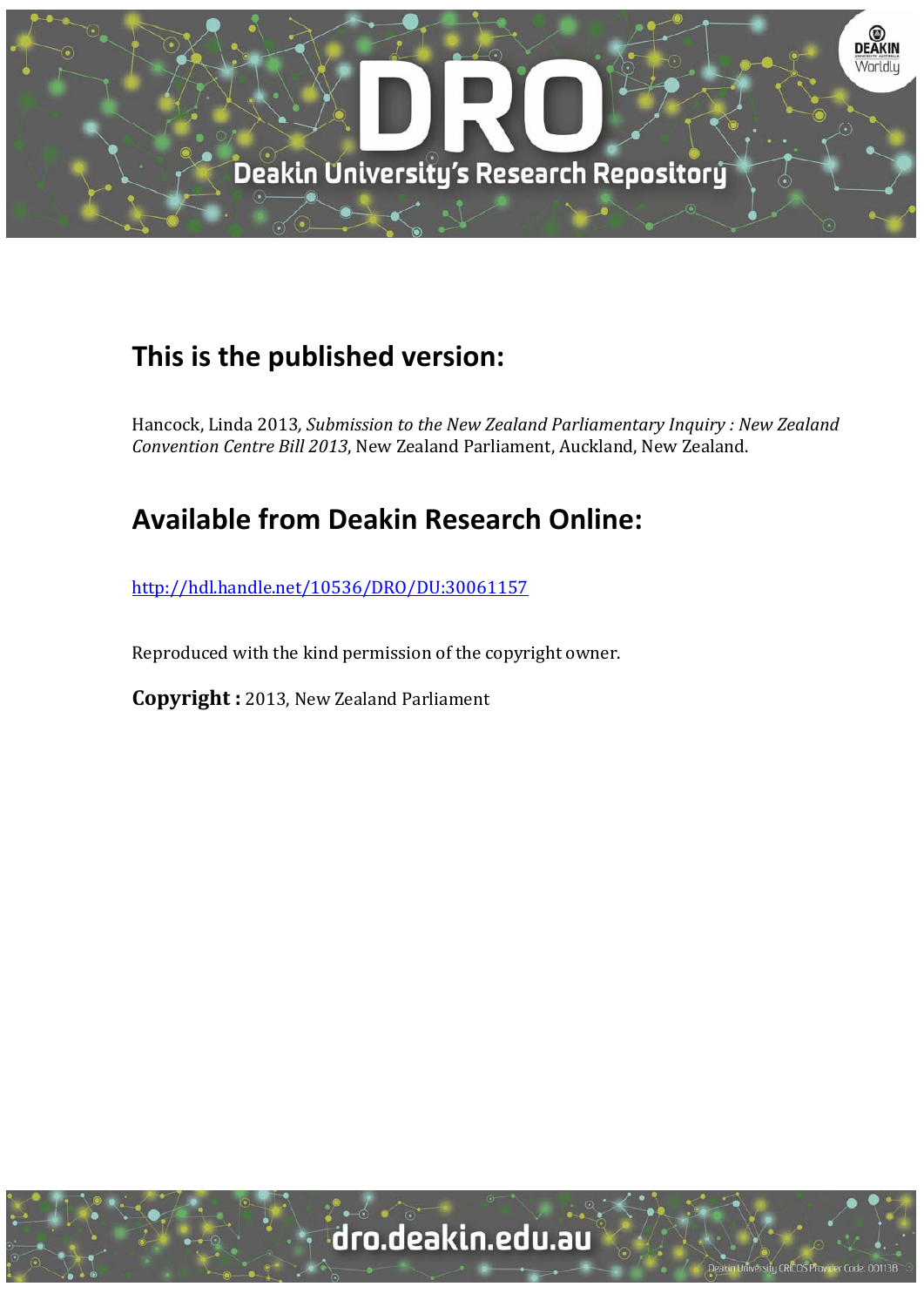## This is the published version:

Hancock, Linda 2013*, Submission to the New Zealand Parliamentary Inquiry : New Zealand Convention Centre Bill 2013*, New Zealand Parliament, Auckland, New Zealand.

## Available from Deakin Research Online:

http://hdl.handle.net/10536/DRO/DU:30061157

Reproduced with the kind permission of the copyright owner.

**Copyright :** 2013, New Zealand Parliament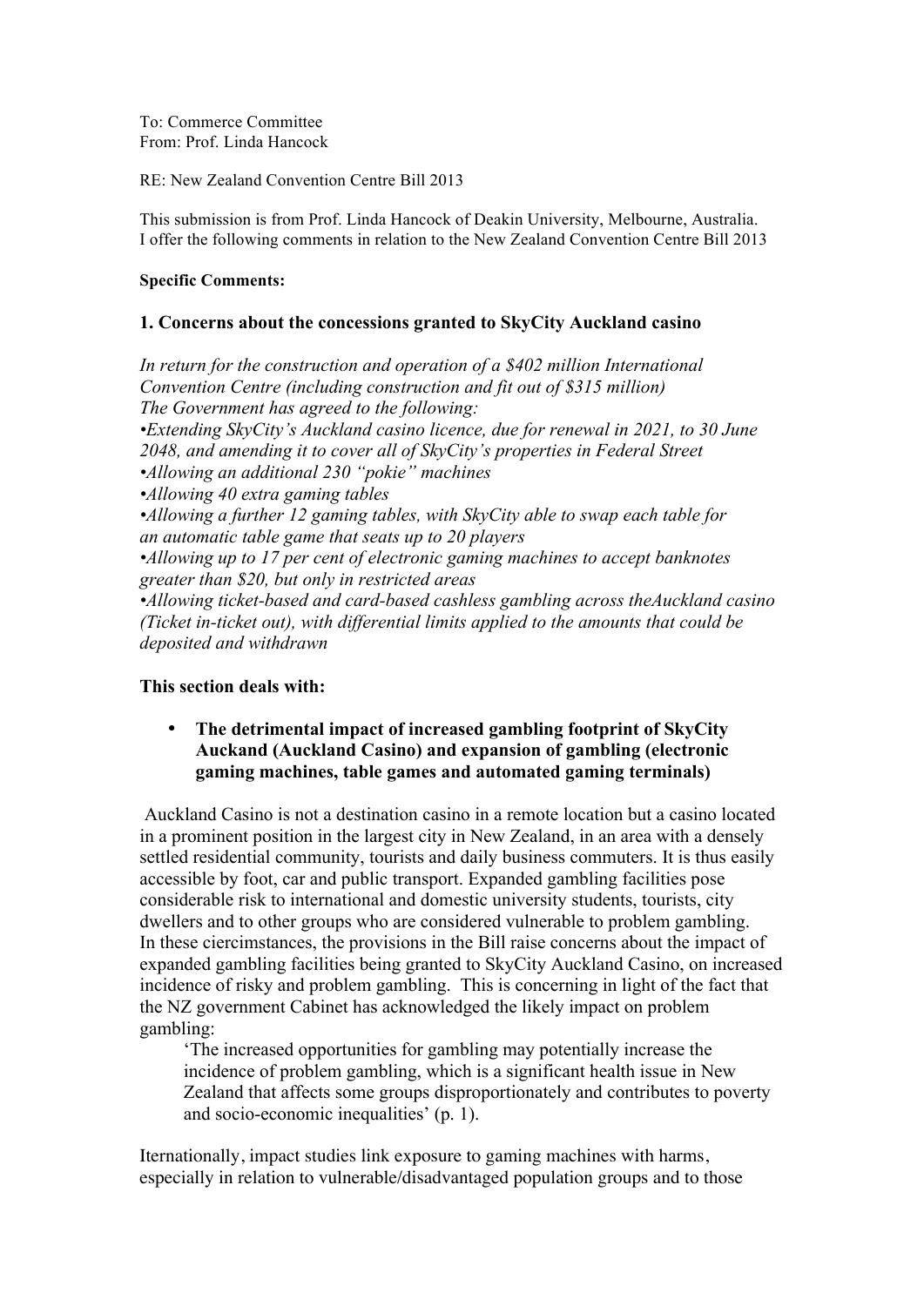To: Commerce Committee
From: Prof. Linda Hancock

RE: New Zealand Convention Centre Bill 2013

This submission is from Prof. Linda Hancock of Deakin University, Melbourne, Australia. I offer the following comments in relation to the New Zealand Convention Centre Bill 2013

**Specific Comments:**

### 1. Concerns about the concessions granted to SkyCity Auckland casino

*In return for the construction and operation of a $402 million International Convention Centre (including construction and fit out of $315 million)*
*The Government has agreed to the following:*
*•Extending SkyCity's Auckland casino licence, due for renewal in 2021, to 30 June 2048, and amending it to cover all of SkyCity's properties in Federal Street*
*•Allowing an additional 230 "pokie" machines*
*•Allowing 40 extra gaming tables*
*•Allowing a further 12 gaming tables, with SkyCity able to swap each table for an automatic table game that seats up to 20 players*
*•Allowing up to 17 per cent of electronic gaming machines to accept banknotes greater than $20, but only in restricted areas*
*•Allowing ticket-based and card-based cashless gambling across theAuckland casino (Ticket in-ticket out), with differential limits applied to the amounts that could be deposited and withdrawn*

**This section deals with:**

- **The detrimental impact of increased gambling footprint of SkyCity Auckand (Auckland Casino) and expansion of gambling (electronic gaming machines, table games and automated gaming terminals)**

Auckland Casino is not a destination casino in a remote location but a casino located in a prominent position in the largest city in New Zealand, in an area with a densely settled residential community, tourists and daily business commuters. It is thus easily accessible by foot, car and public transport. Expanded gambling facilities pose considerable risk to international and domestic university students, tourists, city dwellers and to other groups who are considered vulnerable to problem gambling. In these ciercimstances, the provisions in the Bill raise concerns about the impact of expanded gambling facilities being granted to SkyCity Auckland Casino, on increased incidence of risky and problem gambling. This is concerning in light of the fact that the NZ government Cabinet has acknowledged the likely impact on problem gambling:

> 'The increased opportunities for gambling may potentially increase the incidence of problem gambling, which is a significant health issue in New Zealand that affects some groups disproportionately and contributes to poverty and socio-economic inequalities' (p. 1).

Iternationally, impact studies link exposure to gaming machines with harms, especially in relation to vulnerable/disadvantaged population groups and to those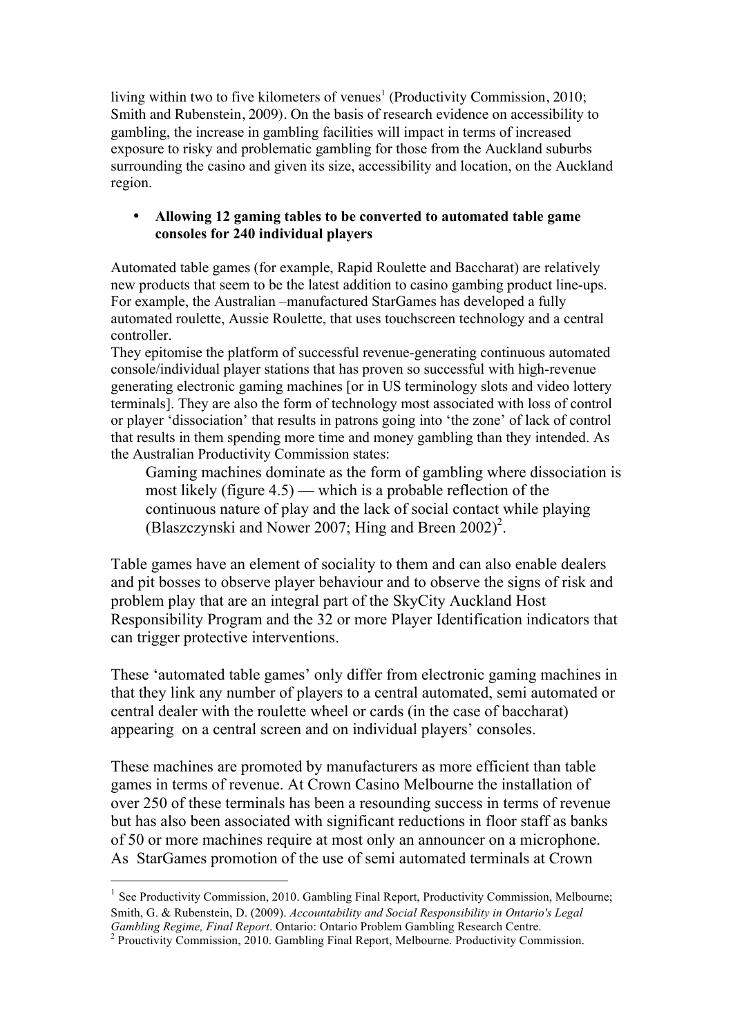living within two to five kilometers of venues[1] (Productivity Commission, 2010; Smith and Rubenstein, 2009). On the basis of research evidence on accessibility to gambling, the increase in gambling facilities will impact in terms of increased exposure to risky and problematic gambling for those from the Auckland suburbs surrounding the casino and given its size, accessibility and location, on the Auckland region.

- **Allowing 12 gaming tables to be converted to automated table game consoles for 240 individual players**

Automated table games (for example, Rapid Roulette and Baccharat) are relatively new products that seem to be the latest addition to casino gambling product line-ups. For example, the Australian –manufactured StarGames has developed a fully automated roulette, Aussie Roulette, that uses touchscreen technology and a central controller.
They epitomise the platform of successful revenue-generating continuous automated console/individual player stations that has proven so successful with high-revenue generating electronic gaming machines [or in US terminology slots and video lottery terminals]. They are also the form of technology most associated with loss of control or player 'dissociation' that results in patrons going into 'the zone' of lack of control that results in them spending more time and money gambling than they intended. As the Australian Productivity Commission states:

> Gaming machines dominate as the form of gambling where dissociation is most likely (figure 4.5) — which is a probable reflection of the continuous nature of play and the lack of social contact while playing (Blaszczynski and Nower 2007; Hing and Breen 2002)[2].

Table games have an element of sociality to them and can also enable dealers and pit bosses to observe player behaviour and to observe the signs of risk and problem play that are an integral part of the SkyCity Auckland Host Responsibility Program and the 32 or more Player Identification indicators that can trigger protective interventions.

These 'automated table games' only differ from electronic gaming machines in that they link any number of players to a central automated, semi automated or central dealer with the roulette wheel or cards (in the case of baccharat) appearing on a central screen and on individual players' consoles.

These machines are promoted by manufacturers as more efficient than table games in terms of revenue. At Crown Casino Melbourne the installation of over 250 of these terminals has been a resounding success in terms of revenue but has also been associated with significant reductions in floor staff as banks of 50 or more machines require at most only an announcer on a microphone. As StarGames promotion of the use of semi automated terminals at Crown

---

[1] See Productivity Commission, 2010. Gambling Final Report, Productivity Commission, Melbourne; Smith, G. & Rubenstein, D. (2009). *Accountability and Social Responsibility in Ontario's Legal Gambling Regime, Final Report*. Ontario: Ontario Problem Gambling Research Centre.

[2] Prouctivity Commission, 2010. Gambling Final Report, Melbourne. Productivity Commission.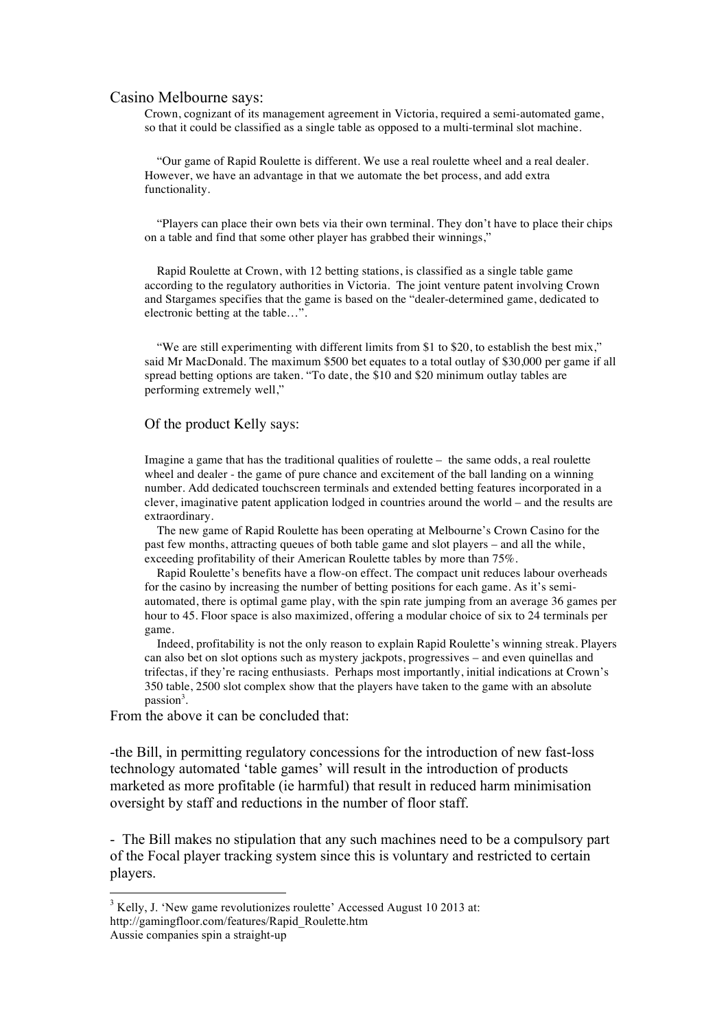Casino Melbourne says:

> Crown, cognizant of its management agreement in Victoria, required a semi-automated game, so that it could be classified as a single table as opposed to a multi-terminal slot machine.
>
> "Our game of Rapid Roulette is different. We use a real roulette wheel and a real dealer. However, we have an advantage in that we automate the bet process, and add extra functionality.
>
> "Players can place their own bets via their own terminal. They don't have to place their chips on a table and find that some other player has grabbed their winnings,"
>
> Rapid Roulette at Crown, with 12 betting stations, is classified as a single table game according to the regulatory authorities in Victoria. The joint venture patent involving Crown and Stargames specifies that the game is based on the "dealer-determined game, dedicated to electronic betting at the table…".
>
> "We are still experimenting with different limits from $1 to $20, to establish the best mix," said Mr MacDonald. The maximum $500 bet equates to a total outlay of $30,000 per game if all spread betting options are taken. "To date, the $10 and $20 minimum outlay tables are performing extremely well,"

Of the product Kelly says:

> Imagine a game that has the traditional qualities of roulette – the same odds, a real roulette wheel and dealer - the game of pure chance and excitement of the ball landing on a winning number. Add dedicated touchscreen terminals and extended betting features incorporated in a clever, imaginative patent application lodged in countries around the world – and the results are extraordinary.
>
> The new game of Rapid Roulette has been operating at Melbourne's Crown Casino for the past few months, attracting queues of both table game and slot players – and all the while, exceeding profitability of their American Roulette tables by more than 75%.
>
> Rapid Roulette's benefits have a flow-on effect. The compact unit reduces labour overheads for the casino by increasing the number of betting positions for each game. As it's semi-automated, there is optimal game play, with the spin rate jumping from an average 36 games per hour to 45. Floor space is also maximized, offering a modular choice of six to 24 terminals per game.
>
> Indeed, profitability is not the only reason to explain Rapid Roulette's winning streak. Players can also bet on slot options such as mystery jackpots, progressives – and even quinellas and trifectas, if they're racing enthusiasts. Perhaps most importantly, initial indications at Crown's 350 table, 2500 slot complex show that the players have taken to the game with an absolute passion[3].

From the above it can be concluded that:

-the Bill, in permitting regulatory concessions for the introduction of new fast-loss technology automated 'table games' will result in the introduction of products marketed as more profitable (ie harmful) that result in reduced harm minimisation oversight by staff and reductions in the number of floor staff.

- The Bill makes no stipulation that any such machines need to be a compulsory part of the Focal player tracking system since this is voluntary and restricted to certain players.

---

[3] Kelly, J. 'New game revolutionizes roulette' Accessed August 10 2013 at: http://gamingfloor.com/features/Rapid_Roulette.htm
Aussie companies spin a straight-up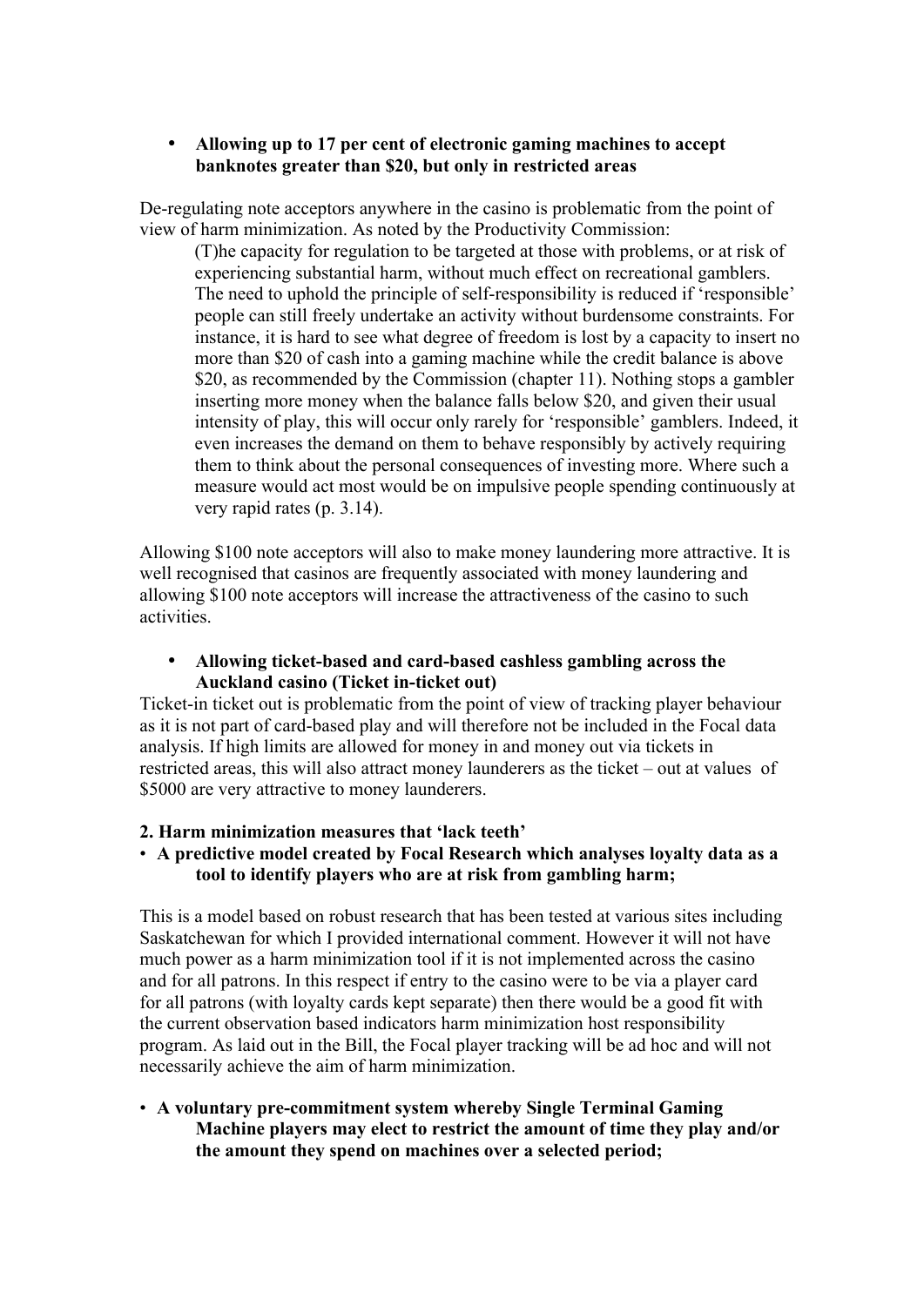- **Allowing up to 17 per cent of electronic gaming machines to accept banknotes greater than $20, but only in restricted areas**

De-regulating note acceptors anywhere in the casino is problematic from the point of view of harm minimization. As noted by the Productivity Commission:

> (T)he capacity for regulation to be targeted at those with problems, or at risk of experiencing substantial harm, without much effect on recreational gamblers. The need to uphold the principle of self-responsibility is reduced if 'responsible' people can still freely undertake an activity without burdensome constraints. For instance, it is hard to see what degree of freedom is lost by a capacity to insert no more than $20 of cash into a gaming machine while the credit balance is above $20, as recommended by the Commission (chapter 11). Nothing stops a gambler inserting more money when the balance falls below $20, and given their usual intensity of play, this will occur only rarely for 'responsible' gamblers. Indeed, it even increases the demand on them to behave responsibly by actively requiring them to think about the personal consequences of investing more. Where such a measure would act most would be on impulsive people spending continuously at very rapid rates (p. 3.14).

Allowing $100 note acceptors will also to make money laundering more attractive. It is well recognised that casinos are frequently associated with money laundering and allowing $100 note acceptors will increase the attractiveness of the casino to such activities.

- **Allowing ticket-based and card-based cashless gambling across the Auckland casino (Ticket in-ticket out)**

Ticket-in ticket out is problematic from the point of view of tracking player behaviour as it is not part of card-based play and will therefore not be included in the Focal data analysis. If high limits are allowed for money in and money out via tickets in restricted areas, this will also attract money launderers as the ticket – out at values of $5000 are very attractive to money launderers.

**2. Harm minimization measures that 'lack teeth'**

- **A predictive model created by Focal Research which analyses loyalty data as a tool to identify players who are at risk from gambling harm;**

This is a model based on robust research that has been tested at various sites including Saskatchewan for which I provided international comment. However it will not have much power as a harm minimization tool if it is not implemented across the casino and for all patrons. In this respect if entry to the casino were to be via a player card for all patrons (with loyalty cards kept separate) then there would be a good fit with the current observation based indicators harm minimization host responsibility program. As laid out in the Bill, the Focal player tracking will be ad hoc and will not necessarily achieve the aim of harm minimization.

- **A voluntary pre-commitment system whereby Single Terminal Gaming Machine players may elect to restrict the amount of time they play and/or the amount they spend on machines over a selected period;**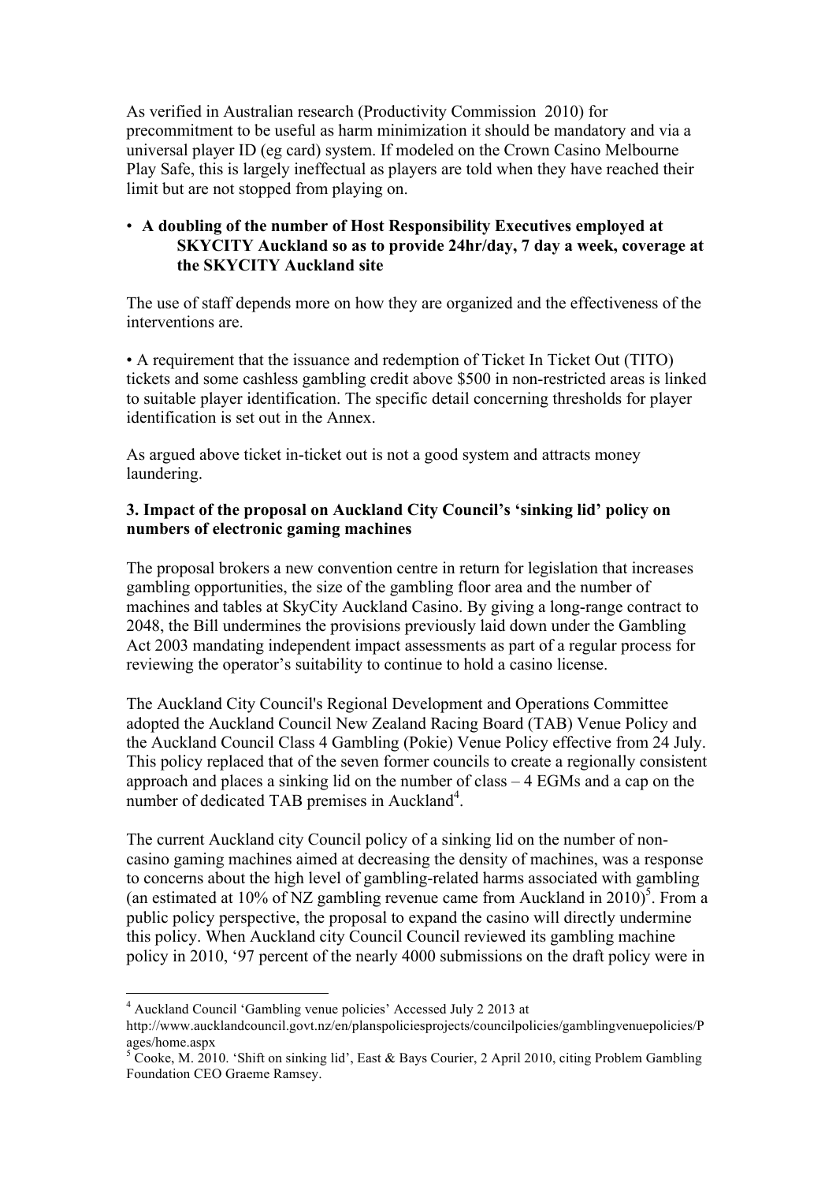As verified in Australian research (Productivity Commission 2010) for precommitment to be useful as harm minimization it should be mandatory and via a universal player ID (eg card) system. If modeled on the Crown Casino Melbourne Play Safe, this is largely ineffectual as players are told when they have reached their limit but are not stopped from playing on.

- **A doubling of the number of Host Responsibility Executives employed at SKYCITY Auckland so as to provide 24hr/day, 7 day a week, coverage at the SKYCITY Auckland site**

The use of staff depends more on how they are organized and the effectiveness of the interventions are.

- A requirement that the issuance and redemption of Ticket In Ticket Out (TITO) tickets and some cashless gambling credit above $500 in non-restricted areas is linked to suitable player identification. The specific detail concerning thresholds for player identification is set out in the Annex.

As argued above ticket in-ticket out is not a good system and attracts money laundering.

### 3. Impact of the proposal on Auckland City Council's 'sinking lid' policy on numbers of electronic gaming machines

The proposal brokers a new convention centre in return for legislation that increases gambling opportunities, the size of the gambling floor area and the number of machines and tables at SkyCity Auckland Casino. By giving a long-range contract to 2048, the Bill undermines the provisions previously laid down under the Gambling Act 2003 mandating independent impact assessments as part of a regular process for reviewing the operator's suitability to continue to hold a casino license.

The Auckland City Council's Regional Development and Operations Committee adopted the Auckland Council New Zealand Racing Board (TAB) Venue Policy and the Auckland Council Class 4 Gambling (Pokie) Venue Policy effective from 24 July. This policy replaced that of the seven former councils to create a regionally consistent approach and places a sinking lid on the number of class – 4 EGMs and a cap on the number of dedicated TAB premises in Auckland[4].

The current Auckland city Council policy of a sinking lid on the number of non-casino gaming machines aimed at decreasing the density of machines, was a response to concerns about the high level of gambling-related harms associated with gambling (an estimated at 10% of NZ gambling revenue came from Auckland in 2010)[5]. From a public policy perspective, the proposal to expand the casino will directly undermine this policy. When Auckland city Council Council reviewed its gambling machine policy in 2010, '97 percent of the nearly 4000 submissions on the draft policy were in

---

[4] Auckland Council 'Gambling venue policies' Accessed July 2 2013 at http://www.aucklandcouncil.govt.nz/en/planspoliciesprojects/councilpolicies/gamblingvenuepolicies/Pages/home.aspx

[5] Cooke, M. 2010. 'Shift on sinking lid', East & Bays Courier, 2 April 2010, citing Problem Gambling Foundation CEO Graeme Ramsey.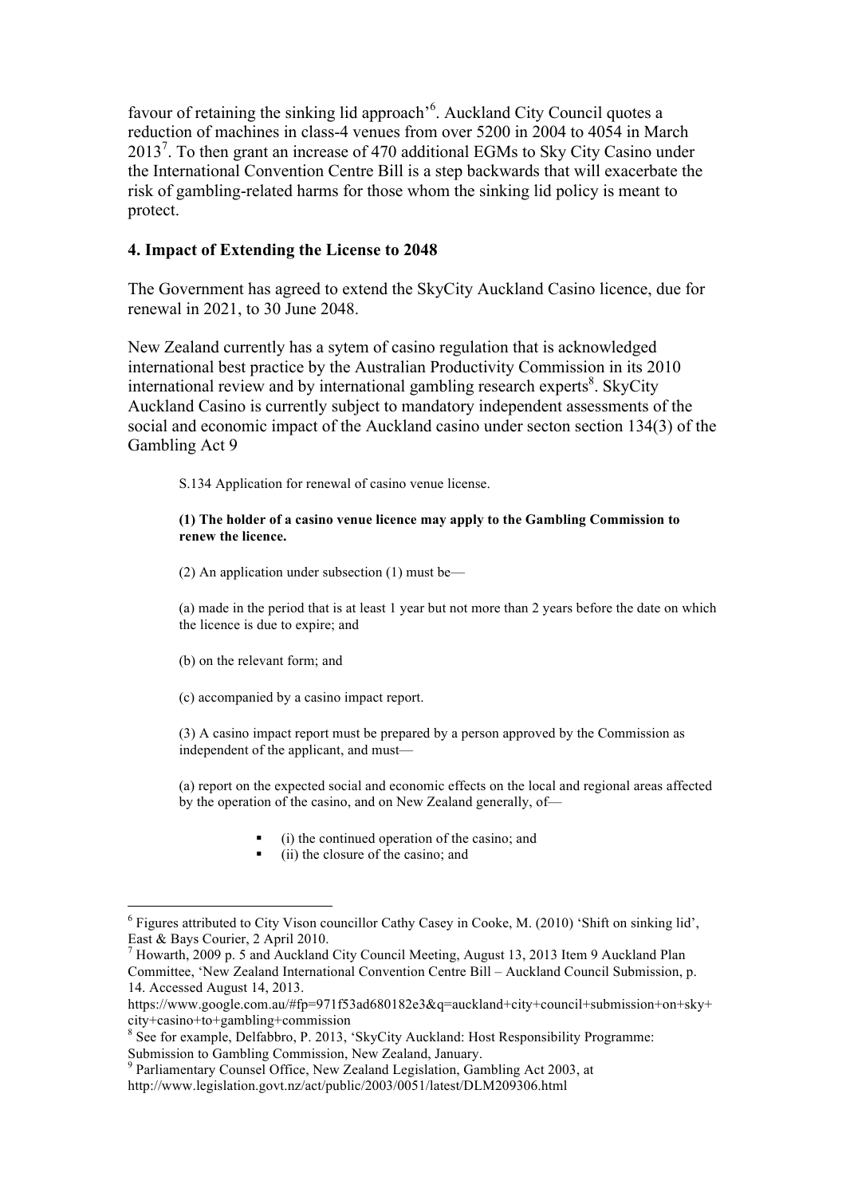favour of retaining the sinking lid approach'[6]. Auckland City Council quotes a reduction of machines in class-4 venues from over 5200 in 2004 to 4054 in March 2013[7]. To then grant an increase of 470 additional EGMs to Sky City Casino under the International Convention Centre Bill is a step backwards that will exacerbate the risk of gambling-related harms for those whom the sinking lid policy is meant to protect.

### 4. Impact of Extending the License to 2048

The Government has agreed to extend the SkyCity Auckland Casino licence, due for renewal in 2021, to 30 June 2048.

New Zealand currently has a sytem of casino regulation that is acknowledged international best practice by the Australian Productivity Commission in its 2010 international review and by international gambling research experts[8]. SkyCity Auckland Casino is currently subject to mandatory independent assessments of the social and economic impact of the Auckland casino under secton section 134(3) of the Gambling Act 9

> S.134 Application for renewal of casino venue license.
>
> **(1) The holder of a casino venue licence may apply to the Gambling Commission to renew the licence.**
>
> (2) An application under subsection (1) must be—
>
> (a) made in the period that is at least 1 year but not more than 2 years before the date on which the licence is due to expire; and
>
> (b) on the relevant form; and
>
> (c) accompanied by a casino impact report.
>
> (3) A casino impact report must be prepared by a person approved by the Commission as independent of the applicant, and must—
>
> (a) report on the expected social and economic effects on the local and regional areas affected by the operation of the casino, and on New Zealand generally, of—
>
> - (i) the continued operation of the casino; and
> - (ii) the closure of the casino; and

---

[6] Figures attributed to City Vison councillor Cathy Casey in Cooke, M. (2010) 'Shift on sinking lid', East & Bays Courier, 2 April 2010.

[7] Howarth, 2009 p. 5 and Auckland City Council Meeting, August 13, 2013 Item 9 Auckland Plan Committee, 'New Zealand International Convention Centre Bill – Auckland Council Submission, p. 14. Accessed August 14, 2013.
https://www.google.com.au/#fp=971f53ad680182e3&q=auckland+city+council+submission+on+sky+city+casino+to+gambling+commission

[8] See for example, Delfabbro, P. 2013, 'SkyCity Auckland: Host Responsibility Programme: Submission to Gambling Commission, New Zealand, January.

[9] Parliamentary Counsel Office, New Zealand Legislation, Gambling Act 2003, at http://www.legislation.govt.nz/act/public/2003/0051/latest/DLM209306.html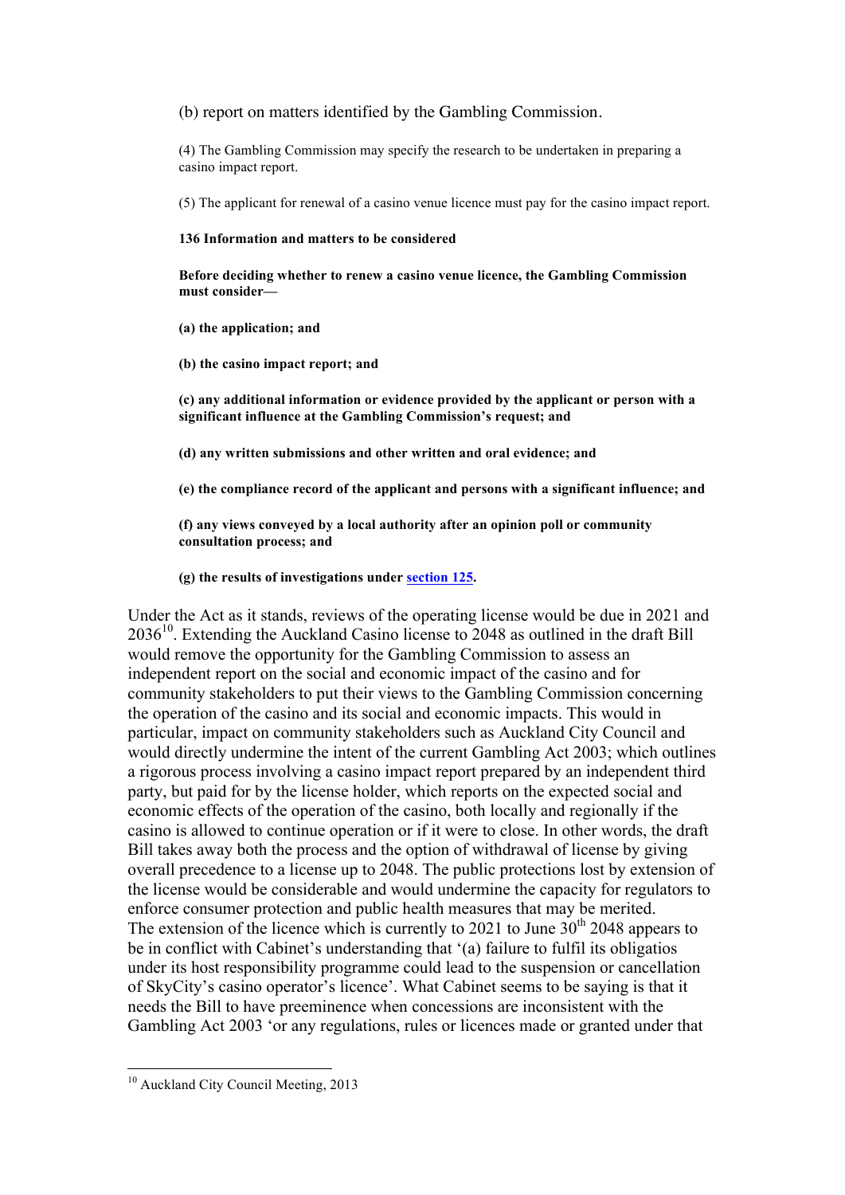(b) report on matters identified by the Gambling Commission.

(4) The Gambling Commission may specify the research to be undertaken in preparing a casino impact report.

(5) The applicant for renewal of a casino venue licence must pay for the casino impact report.

**136 Information and matters to be considered**

**Before deciding whether to renew a casino venue licence, the Gambling Commission must consider—**

**(a) the application; and**

**(b) the casino impact report; and**

**(c) any additional information or evidence provided by the applicant or person with a significant influence at the Gambling Commission's request; and**

**(d) any written submissions and other written and oral evidence; and**

**(e) the compliance record of the applicant and persons with a significant influence; and**

**(f) any views conveyed by a local authority after an opinion poll or community consultation process; and**

**(g) the results of investigations under section 125.**

Under the Act as it stands, reviews of the operating license would be due in 2021 and 2036[10]. Extending the Auckland Casino license to 2048 as outlined in the draft Bill would remove the opportunity for the Gambling Commission to assess an independent report on the social and economic impact of the casino and for community stakeholders to put their views to the Gambling Commission concerning the operation of the casino and its social and economic impacts. This would in particular, impact on community stakeholders such as Auckland City Council and would directly undermine the intent of the current Gambling Act 2003; which outlines a rigorous process involving a casino impact report prepared by an independent third party, but paid for by the license holder, which reports on the expected social and economic effects of the operation of the casino, both locally and regionally if the casino is allowed to continue operation or if it were to close. In other words, the draft Bill takes away both the process and the option of withdrawal of license by giving overall precedence to a license up to 2048. The public protections lost by extension of the license would be considerable and would undermine the capacity for regulators to enforce consumer protection and public health measures that may be merited.
The extension of the licence which is currently to 2021 to June 30th 2048 appears to be in conflict with Cabinet's understanding that '(a) failure to fulfil its obligatios under its host responsibility programme could lead to the suspension or cancellation of SkyCity's casino operator's licence'. What Cabinet seems to be saying is that it needs the Bill to have preeminence when concessions are inconsistent with the Gambling Act 2003 'or any regulations, rules or licences made or granted under that

[10] Auckland City Council Meeting, 2013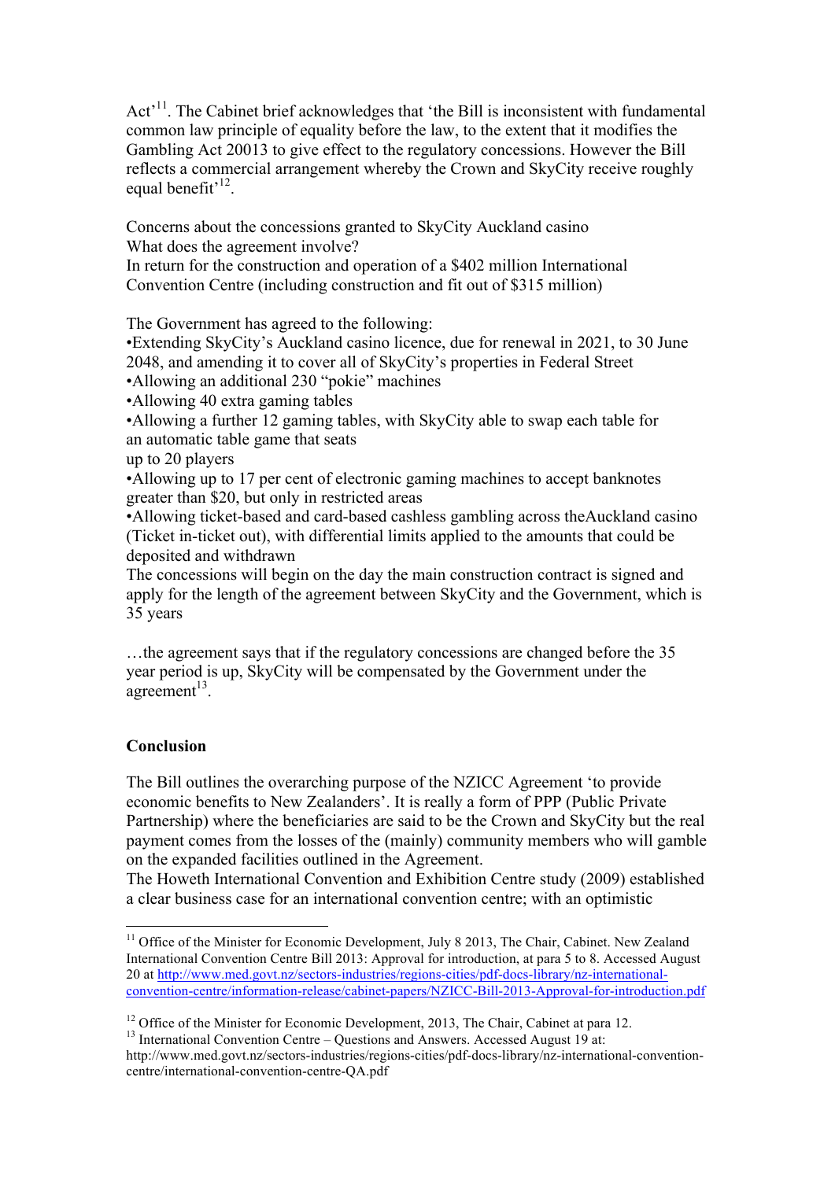Act'[11]. The Cabinet brief acknowledges that 'the Bill is inconsistent with fundamental common law principle of equality before the law, to the extent that it modifies the Gambling Act 20013 to give effect to the regulatory concessions. However the Bill reflects a commercial arrangement whereby the Crown and SkyCity receive roughly equal benefit'[12].

Concerns about the concessions granted to SkyCity Auckland casino
What does the agreement involve?
In return for the construction and operation of a $402 million International Convention Centre (including construction and fit out of $315 million)

The Government has agreed to the following:

- Extending SkyCity's Auckland casino licence, due for renewal in 2021, to 30 June 2048, and amending it to cover all of SkyCity's properties in Federal Street
- Allowing an additional 230 "pokie" machines
- Allowing 40 extra gaming tables
- Allowing a further 12 gaming tables, with SkyCity able to swap each table for an automatic table game that seats up to 20 players
- Allowing up to 17 per cent of electronic gaming machines to accept banknotes greater than $20, but only in restricted areas
- Allowing ticket-based and card-based cashless gambling across theAuckland casino (Ticket in-ticket out), with differential limits applied to the amounts that could be deposited and withdrawn

The concessions will begin on the day the main construction contract is signed and apply for the length of the agreement between SkyCity and the Government, which is 35 years

…the agreement says that if the regulatory concessions are changed before the 35 year period is up, SkyCity will be compensated by the Government under the agreement[13].

**Conclusion**

The Bill outlines the overarching purpose of the NZICC Agreement 'to provide economic benefits to New Zealanders'. It is really a form of PPP (Public Private Partnership) where the beneficiaries are said to be the Crown and SkyCity but the real payment comes from the losses of the (mainly) community members who will gamble on the expanded facilities outlined in the Agreement.
The Howeth International Convention and Exhibition Centre study (2009) established a clear business case for an international convention centre; with an optimistic

---

[11] Office of the Minister for Economic Development, July 8 2013, The Chair, Cabinet. New Zealand International Convention Centre Bill 2013: Approval for introduction, at para 5 to 8. Accessed August 20 at http://www.med.govt.nz/sectors-industries/regions-cities/pdf-docs-library/nz-international-convention-centre/information-release/cabinet-papers/NZICC-Bill-2013-Approval-for-introduction.pdf

[12] Office of the Minister for Economic Development, 2013, The Chair, Cabinet at para 12.

[13] International Convention Centre – Questions and Answers. Accessed August 19 at: http://www.med.govt.nz/sectors-industries/regions-cities/pdf-docs-library/nz-international-convention-centre/international-convention-centre-QA.pdf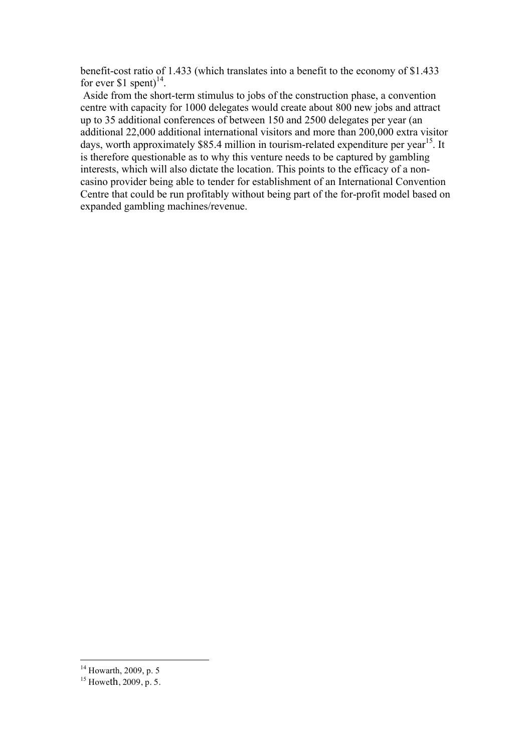benefit-cost ratio of 1.433 (which translates into a benefit to the economy of $1.433 for ever $1 spent)[14].

Aside from the short-term stimulus to jobs of the construction phase, a convention centre with capacity for 1000 delegates would create about 800 new jobs and attract up to 35 additional conferences of between 150 and 2500 delegates per year (an additional 22,000 additional international visitors and more than 200,000 extra visitor days, worth approximately $85.4 million in tourism-related expenditure per year[15]. It is therefore questionable as to why this venture needs to be captured by gambling interests, which will also dictate the location. This points to the efficacy of a non-casino provider being able to tender for establishment of an International Convention Centre that could be run profitably without being part of the for-profit model based on expanded gambling machines/revenue.

---

[14] Howarth, 2009, p. 5

[15] Howeth, 2009, p. 5.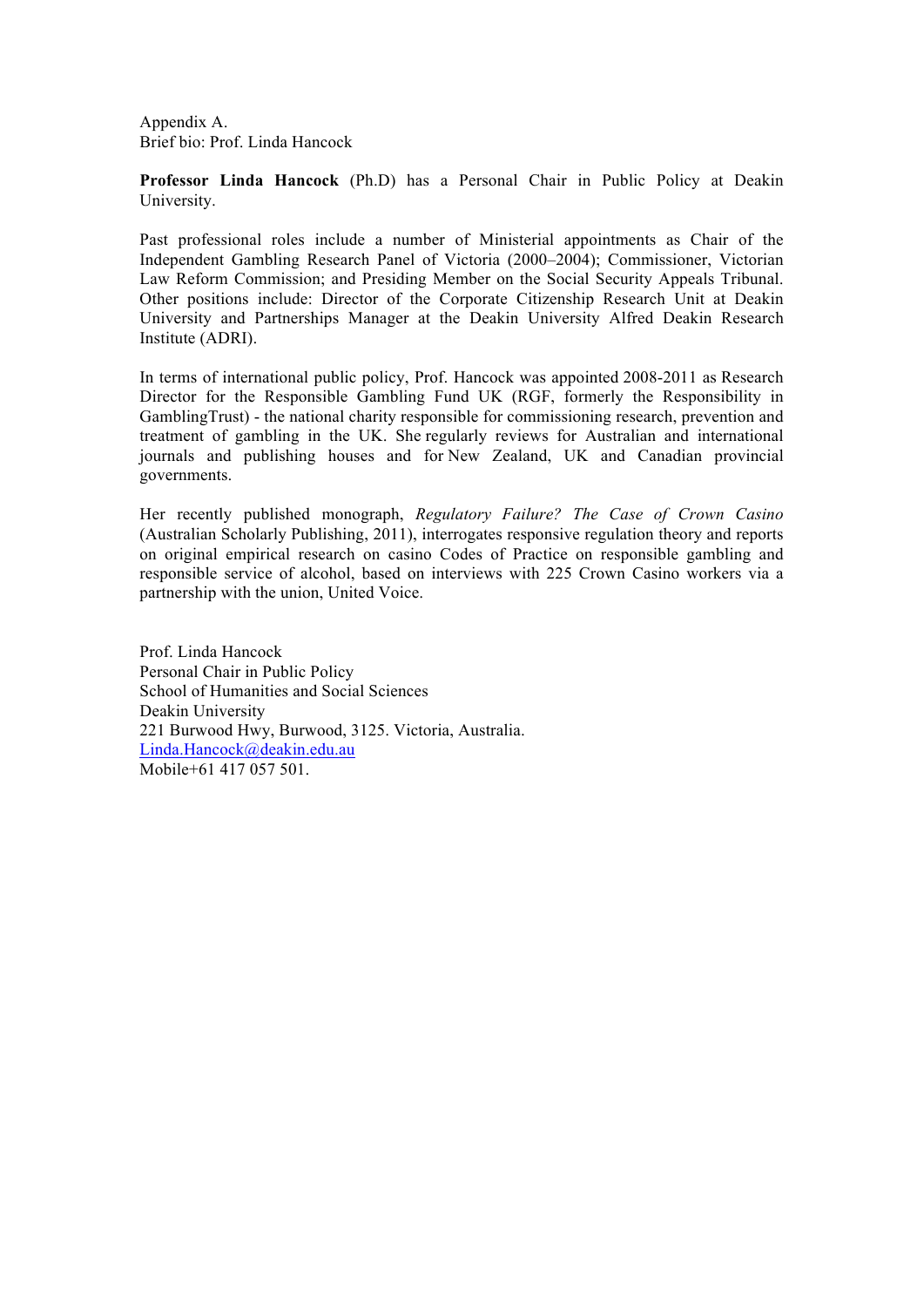Appendix A.
Brief bio: Prof. Linda Hancock

**Professor Linda Hancock** (Ph.D) has a Personal Chair in Public Policy at Deakin University.

Past professional roles include a number of Ministerial appointments as Chair of the Independent Gambling Research Panel of Victoria (2000–2004); Commissioner, Victorian Law Reform Commission; and Presiding Member on the Social Security Appeals Tribunal. Other positions include: Director of the Corporate Citizenship Research Unit at Deakin University and Partnerships Manager at the Deakin University Alfred Deakin Research Institute (ADRI).

In terms of international public policy, Prof. Hancock was appointed 2008-2011 as Research Director for the Responsible Gambling Fund UK (RGF, formerly the Responsibility in GamblingTrust) - the national charity responsible for commissioning research, prevention and treatment of gambling in the UK. She regularly reviews for Australian and international journals and publishing houses and for New Zealand, UK and Canadian provincial governments.

Her recently published monograph, *Regulatory Failure? The Case of Crown Casino* (Australian Scholarly Publishing, 2011), interrogates responsive regulation theory and reports on original empirical research on casino Codes of Practice on responsible gambling and responsible service of alcohol, based on interviews with 225 Crown Casino workers via a partnership with the union, United Voice.

Prof. Linda Hancock
Personal Chair in Public Policy
School of Humanities and Social Sciences
Deakin University
221 Burwood Hwy, Burwood, 3125. Victoria, Australia.
Linda.Hancock@deakin.edu.au
Mobile+61 417 057 501.